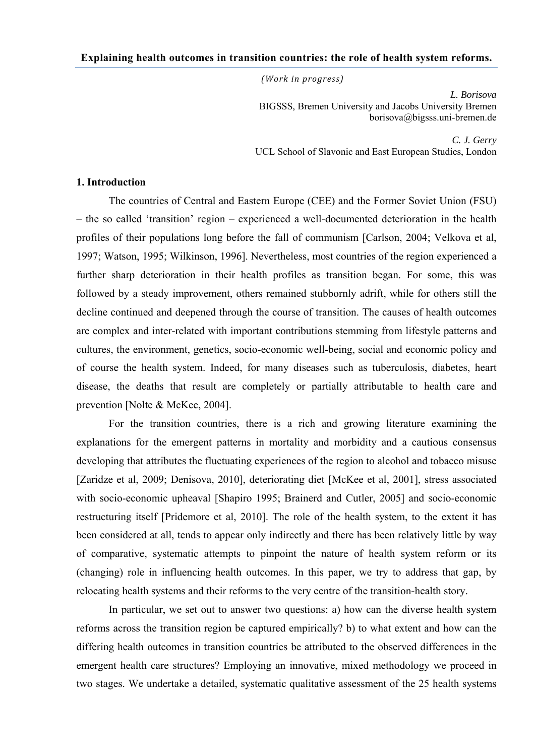# Explaining health outcomes in transition countries: the role of health system reforms.

*(Work in progress)*

*L. Borisova*
BIGSSS, Bremen University and Jacobs University Bremen
borisova@bigsss.uni-bremen.de

*C. J. Gerry*
UCL School of Slavonic and East European Studies, London

## 1. Introduction

The countries of Central and Eastern Europe (CEE) and the Former Soviet Union (FSU) – the so called 'transition' region – experienced a well-documented deterioration in the health profiles of their populations long before the fall of communism [Carlson, 2004; Velkova et al, 1997; Watson, 1995; Wilkinson, 1996]. Nevertheless, most countries of the region experienced a further sharp deterioration in their health profiles as transition began. For some, this was followed by a steady improvement, others remained stubbornly adrift, while for others still the decline continued and deepened through the course of transition. The causes of health outcomes are complex and inter-related with important contributions stemming from lifestyle patterns and cultures, the environment, genetics, socio-economic well-being, social and economic policy and of course the health system. Indeed, for many diseases such as tuberculosis, diabetes, heart disease, the deaths that result are completely or partially attributable to health care and prevention [Nolte & McKee, 2004].

For the transition countries, there is a rich and growing literature examining the explanations for the emergent patterns in mortality and morbidity and a cautious consensus developing that attributes the fluctuating experiences of the region to alcohol and tobacco misuse [Zaridze et al, 2009; Denisova, 2010], deteriorating diet [McKee et al, 2001], stress associated with socio-economic upheaval [Shapiro 1995; Brainerd and Cutler, 2005] and socio-economic restructuring itself [Pridemore et al, 2010]. The role of the health system, to the extent it has been considered at all, tends to appear only indirectly and there has been relatively little by way of comparative, systematic attempts to pinpoint the nature of health system reform or its (changing) role in influencing health outcomes. In this paper, we try to address that gap, by relocating health systems and their reforms to the very centre of the transition-health story.

In particular, we set out to answer two questions: a) how can the diverse health system reforms across the transition region be captured empirically? b) to what extent and how can the differing health outcomes in transition countries be attributed to the observed differences in the emergent health care structures? Employing an innovative, mixed methodology we proceed in two stages. We undertake a detailed, systematic qualitative assessment of the 25 health systems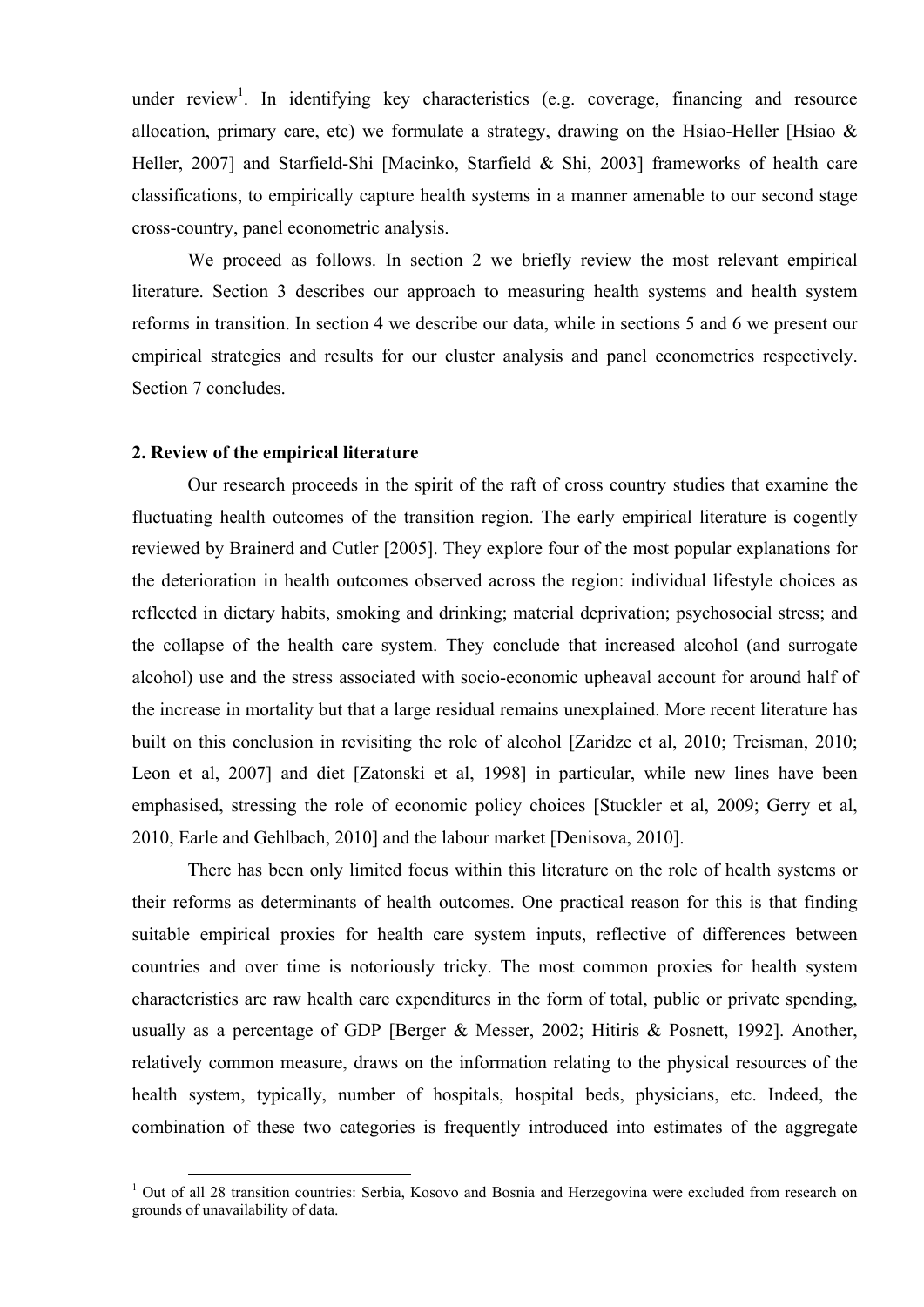under review[1]. In identifying key characteristics (e.g. coverage, financing and resource allocation, primary care, etc) we formulate a strategy, drawing on the Hsiao-Heller [Hsiao & Heller, 2007] and Starfield-Shi [Macinko, Starfield & Shi, 2003] frameworks of health care classifications, to empirically capture health systems in a manner amenable to our second stage cross-country, panel econometric analysis.

We proceed as follows. In section 2 we briefly review the most relevant empirical literature. Section 3 describes our approach to measuring health systems and health system reforms in transition. In section 4 we describe our data, while in sections 5 and 6 we present our empirical strategies and results for our cluster analysis and panel econometrics respectively. Section 7 concludes.

## 2. Review of the empirical literature

Our research proceeds in the spirit of the raft of cross country studies that examine the fluctuating health outcomes of the transition region. The early empirical literature is cogently reviewed by Brainerd and Cutler [2005]. They explore four of the most popular explanations for the deterioration in health outcomes observed across the region: individual lifestyle choices as reflected in dietary habits, smoking and drinking; material deprivation; psychosocial stress; and the collapse of the health care system. They conclude that increased alcohol (and surrogate alcohol) use and the stress associated with socio-economic upheaval account for around half of the increase in mortality but that a large residual remains unexplained. More recent literature has built on this conclusion in revisiting the role of alcohol [Zaridze et al, 2010; Treisman, 2010; Leon et al, 2007] and diet [Zatonski et al, 1998] in particular, while new lines have been emphasised, stressing the role of economic policy choices [Stuckler et al, 2009; Gerry et al, 2010, Earle and Gehlbach, 2010] and the labour market [Denisova, 2010].

There has been only limited focus within this literature on the role of health systems or their reforms as determinants of health outcomes. One practical reason for this is that finding suitable empirical proxies for health care system inputs, reflective of differences between countries and over time is notoriously tricky. The most common proxies for health system characteristics are raw health care expenditures in the form of total, public or private spending, usually as a percentage of GDP [Berger & Messer, 2002; Hitiris & Posnett, 1992]. Another, relatively common measure, draws on the information relating to the physical resources of the health system, typically, number of hospitals, hospital beds, physicians, etc. Indeed, the combination of these two categories is frequently introduced into estimates of the aggregate

[1] Out of all 28 transition countries: Serbia, Kosovo and Bosnia and Herzegovina were excluded from research on grounds of unavailability of data.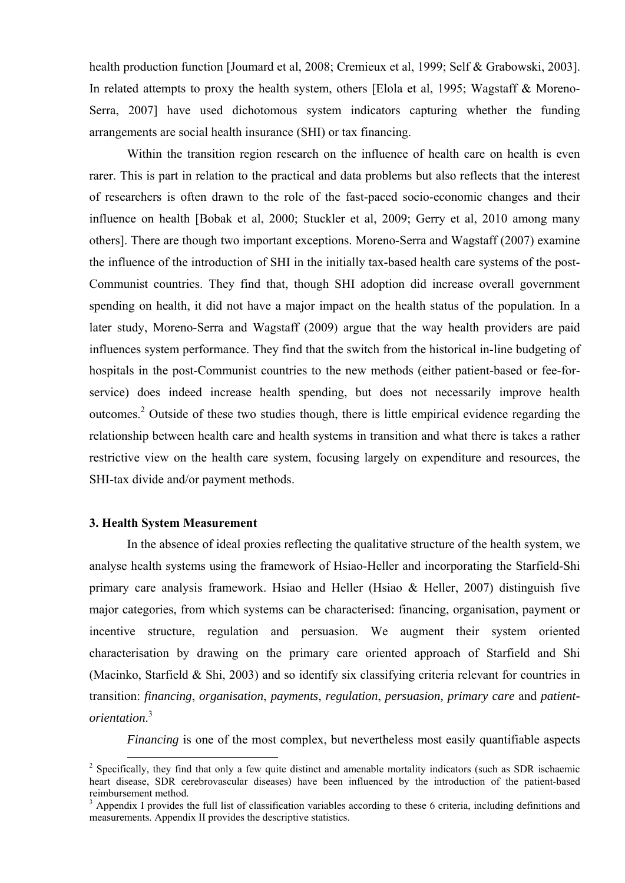health production function [Joumard et al, 2008; Cremieux et al, 1999; Self & Grabowski, 2003]. In related attempts to proxy the health system, others [Elola et al, 1995; Wagstaff & Moreno-Serra, 2007] have used dichotomous system indicators capturing whether the funding arrangements are social health insurance (SHI) or tax financing.

Within the transition region research on the influence of health care on health is even rarer. This is part in relation to the practical and data problems but also reflects that the interest of researchers is often drawn to the role of the fast-paced socio-economic changes and their influence on health [Bobak et al, 2000; Stuckler et al, 2009; Gerry et al, 2010 among many others]. There are though two important exceptions. Moreno-Serra and Wagstaff (2007) examine the influence of the introduction of SHI in the initially tax-based health care systems of the post-Communist countries. They find that, though SHI adoption did increase overall government spending on health, it did not have a major impact on the health status of the population. In a later study, Moreno-Serra and Wagstaff (2009) argue that the way health providers are paid influences system performance. They find that the switch from the historical in-line budgeting of hospitals in the post-Communist countries to the new methods (either patient-based or fee-for-service) does indeed increase health spending, but does not necessarily improve health outcomes.[2] Outside of these two studies though, there is little empirical evidence regarding the relationship between health care and health systems in transition and what there is takes a rather restrictive view on the health care system, focusing largely on expenditure and resources, the SHI-tax divide and/or payment methods.

### 3. Health System Measurement

In the absence of ideal proxies reflecting the qualitative structure of the health system, we analyse health systems using the framework of Hsiao-Heller and incorporating the Starfield-Shi primary care analysis framework. Hsiao and Heller (Hsiao & Heller, 2007) distinguish five major categories, from which systems can be characterised: financing, organisation, payment or incentive structure, regulation and persuasion. We augment their system oriented characterisation by drawing on the primary care oriented approach of Starfield and Shi (Macinko, Starfield & Shi, 2003) and so identify six classifying criteria relevant for countries in transition: *financing*, *organisation*, *payments*, *regulation*, *persuasion, primary care* and *patient-orientation*.[3]

*Financing* is one of the most complex, but nevertheless most easily quantifiable aspects

---

[2] Specifically, they find that only a few quite distinct and amenable mortality indicators (such as SDR ischaemic heart disease, SDR cerebrovascular diseases) have been influenced by the introduction of the patient-based reimbursement method.

[3] Appendix I provides the full list of classification variables according to these 6 criteria, including definitions and measurements. Appendix II provides the descriptive statistics.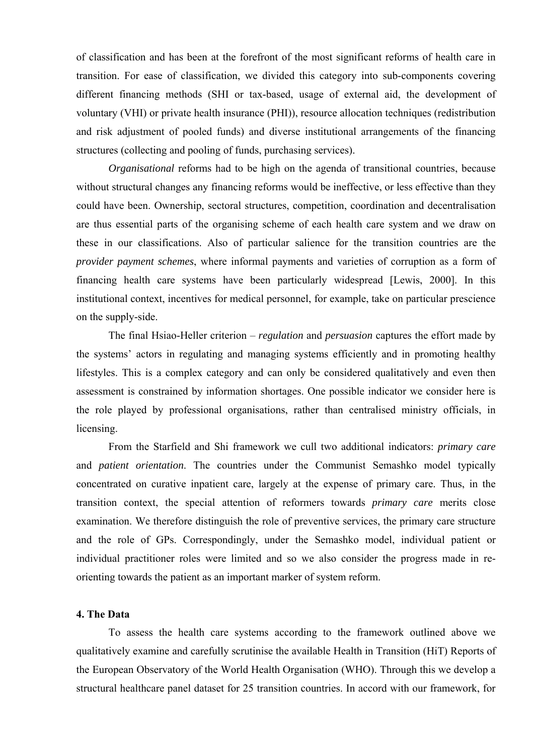of classification and has been at the forefront of the most significant reforms of health care in transition. For ease of classification, we divided this category into sub-components covering different financing methods (SHI or tax-based, usage of external aid, the development of voluntary (VHI) or private health insurance (PHI)), resource allocation techniques (redistribution and risk adjustment of pooled funds) and diverse institutional arrangements of the financing structures (collecting and pooling of funds, purchasing services).

*Organisational* reforms had to be high on the agenda of transitional countries, because without structural changes any financing reforms would be ineffective, or less effective than they could have been. Ownership, sectoral structures, competition, coordination and decentralisation are thus essential parts of the organising scheme of each health care system and we draw on these in our classifications. Also of particular salience for the transition countries are the *provider payment schemes*, where informal payments and varieties of corruption as a form of financing health care systems have been particularly widespread [Lewis, 2000]. In this institutional context, incentives for medical personnel, for example, take on particular prescience on the supply-side.

The final Hsiao-Heller criterion – *regulation* and *persuasion* captures the effort made by the systems' actors in regulating and managing systems efficiently and in promoting healthy lifestyles. This is a complex category and can only be considered qualitatively and even then assessment is constrained by information shortages. One possible indicator we consider here is the role played by professional organisations, rather than centralised ministry officials, in licensing.

From the Starfield and Shi framework we cull two additional indicators: *primary care* and *patient orientation*. The countries under the Communist Semashko model typically concentrated on curative inpatient care, largely at the expense of primary care. Thus, in the transition context, the special attention of reformers towards *primary care* merits close examination. We therefore distinguish the role of preventive services, the primary care structure and the role of GPs. Correspondingly, under the Semashko model, individual patient or individual practitioner roles were limited and so we also consider the progress made in re-orienting towards the patient as an important marker of system reform.

## 4. The Data

To assess the health care systems according to the framework outlined above we qualitatively examine and carefully scrutinise the available Health in Transition (HiT) Reports of the European Observatory of the World Health Organisation (WHO). Through this we develop a structural healthcare panel dataset for 25 transition countries. In accord with our framework, for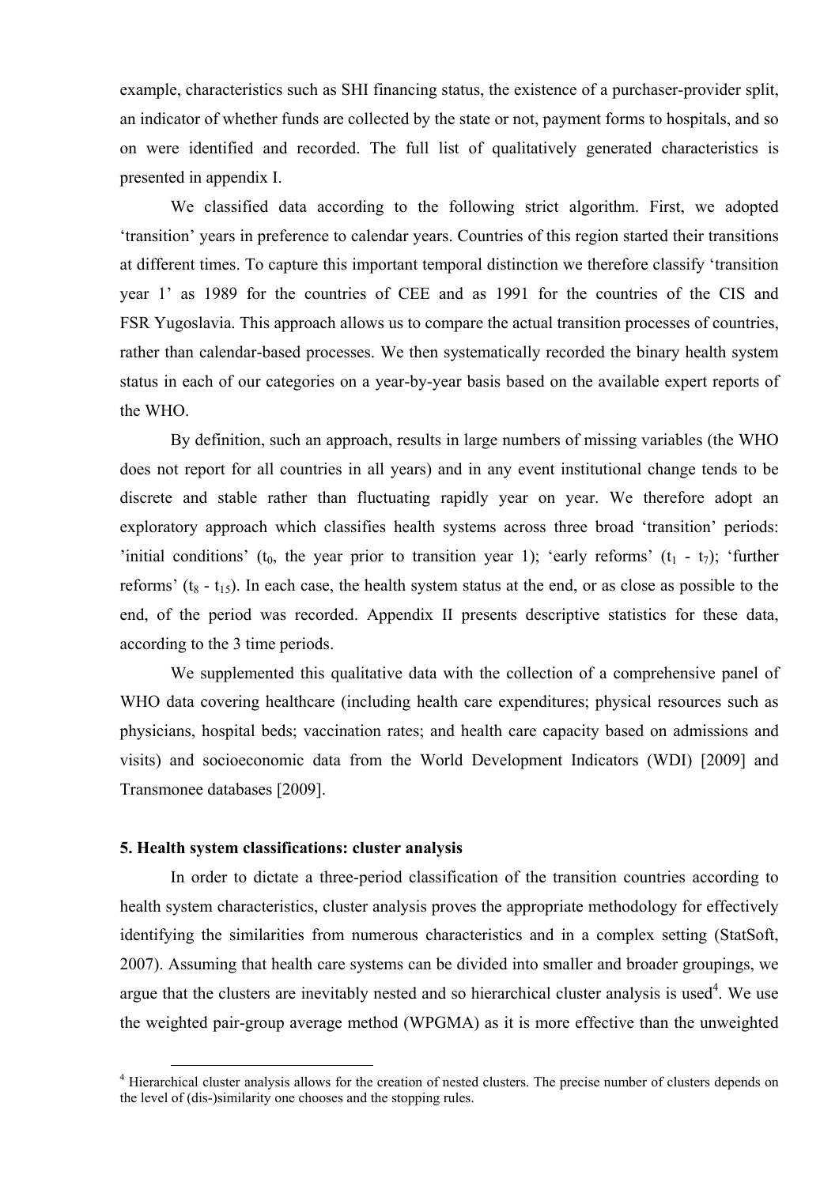example, characteristics such as SHI financing status, the existence of a purchaser-provider split, an indicator of whether funds are collected by the state or not, payment forms to hospitals, and so on were identified and recorded. The full list of qualitatively generated characteristics is presented in appendix I.

We classified data according to the following strict algorithm. First, we adopted 'transition' years in preference to calendar years. Countries of this region started their transitions at different times. To capture this important temporal distinction we therefore classify 'transition year 1' as 1989 for the countries of CEE and as 1991 for the countries of the CIS and FSR Yugoslavia. This approach allows us to compare the actual transition processes of countries, rather than calendar-based processes. We then systematically recorded the binary health system status in each of our categories on a year-by-year basis based on the available expert reports of the WHO.

By definition, such an approach, results in large numbers of missing variables (the WHO does not report for all countries in all years) and in any event institutional change tends to be discrete and stable rather than fluctuating rapidly year on year. We therefore adopt an exploratory approach which classifies health systems across three broad 'transition' periods: 'initial conditions' ($t_0$, the year prior to transition year 1); 'early reforms' ($t_1$ - $t_7$); 'further reforms' ($t_8$ - $t_{15}$). In each case, the health system status at the end, or as close as possible to the end, of the period was recorded. Appendix II presents descriptive statistics for these data, according to the 3 time periods.

We supplemented this qualitative data with the collection of a comprehensive panel of WHO data covering healthcare (including health care expenditures; physical resources such as physicians, hospital beds; vaccination rates; and health care capacity based on admissions and visits) and socioeconomic data from the World Development Indicators (WDI) [2009] and Transmonee databases [2009].

### 5. Health system classifications: cluster analysis

In order to dictate a three-period classification of the transition countries according to health system characteristics, cluster analysis proves the appropriate methodology for effectively identifying the similarities from numerous characteristics and in a complex setting (StatSoft, 2007). Assuming that health care systems can be divided into smaller and broader groupings, we argue that the clusters are inevitably nested and so hierarchical cluster analysis is used[4]. We use the weighted pair-group average method (WPGMA) as it is more effective than the unweighted

[4] Hierarchical cluster analysis allows for the creation of nested clusters. The precise number of clusters depends on the level of (dis-)similarity one chooses and the stopping rules.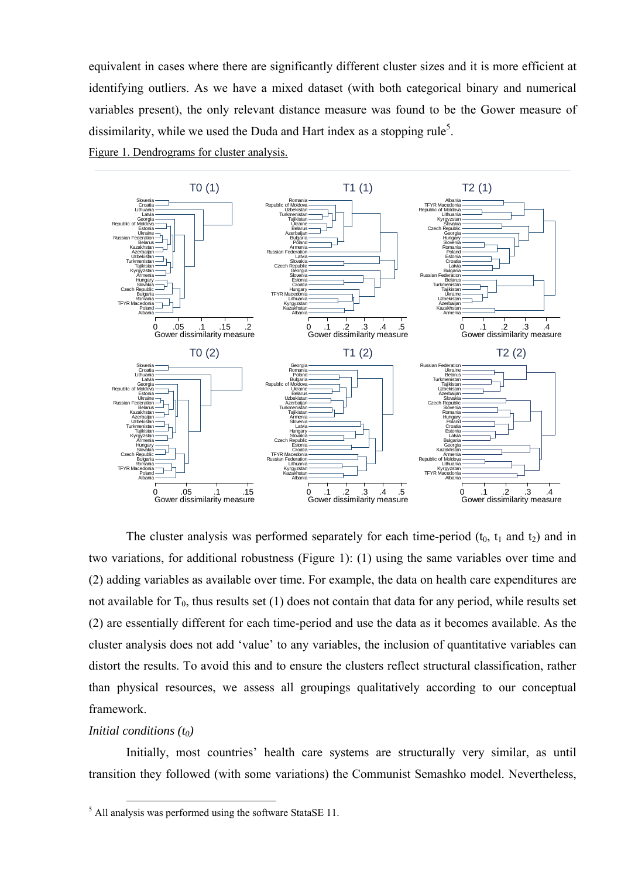equivalent in cases where there are significantly different cluster sizes and it is more efficient at identifying outliers. As we have a mixed dataset (with both categorical binary and numerical variables present), the only relevant distance measure was found to be the Gower measure of dissimilarity, while we used the Duda and Hart index as a stopping rule[5].

Figure 1. Dendrograms for cluster analysis.

The cluster analysis was performed separately for each time-period ($t_0$, $t_1$ and $t_2$) and in two variations, for additional robustness (Figure 1): (1) using the same variables over time and (2) adding variables as available over time. For example, the data on health care expenditures are not available for $T_0$, thus results set (1) does not contain that data for any period, while results set (2) are essentially different for each time-period and use the data as it becomes available. As the cluster analysis does not add 'value' to any variables, the inclusion of quantitative variables can distort the results. To avoid this and to ensure the clusters reflect structural classification, rather than physical resources, we assess all groupings qualitatively according to our conceptual framework.

*Initial conditions ($t_0$)*

Initially, most countries' health care systems are structurally very similar, as until transition they followed (with some variations) the Communist Semashko model. Nevertheless,

[5] All analysis was performed using the software StataSE 11.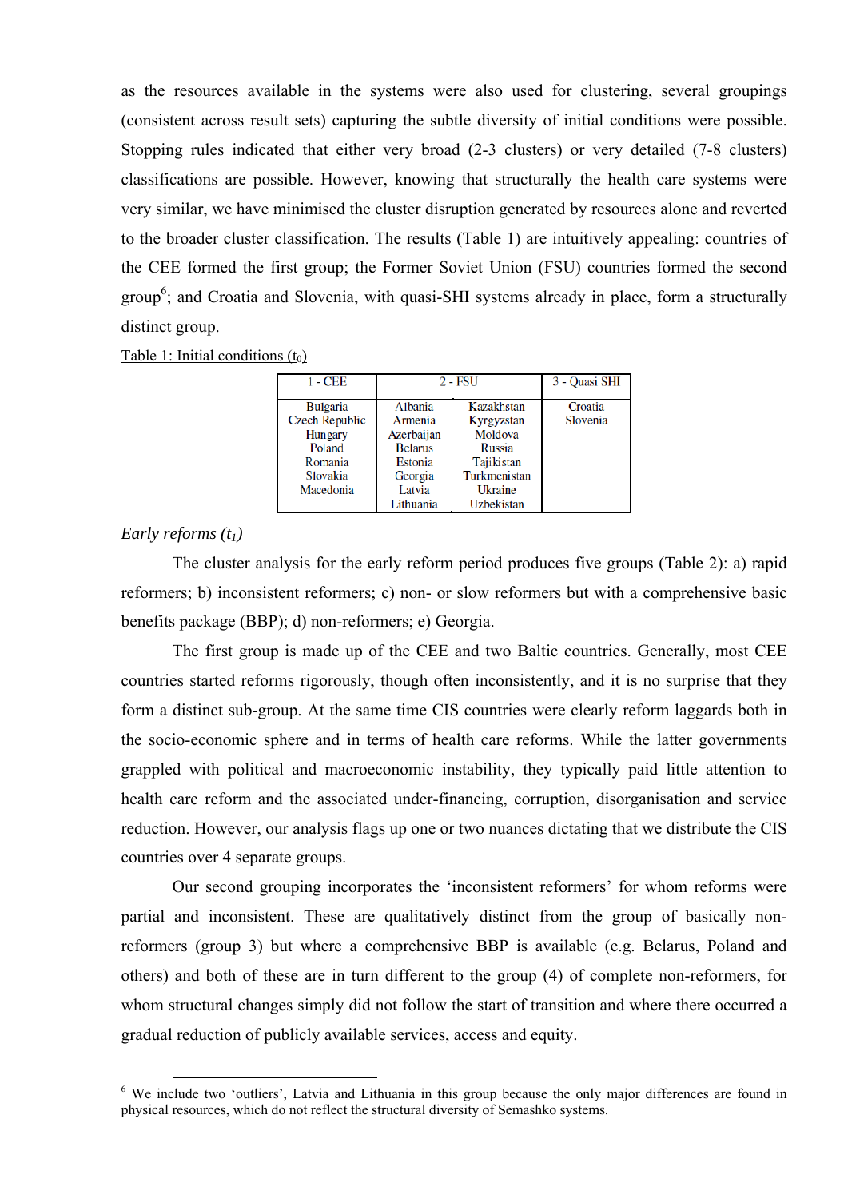as the resources available in the systems were also used for clustering, several groupings (consistent across result sets) capturing the subtle diversity of initial conditions were possible. Stopping rules indicated that either very broad (2-3 clusters) or very detailed (7-8 clusters) classifications are possible. However, knowing that structurally the health care systems were very similar, we have minimised the cluster disruption generated by resources alone and reverted to the broader cluster classification. The results (Table 1) are intuitively appealing: countries of the CEE formed the first group; the Former Soviet Union (FSU) countries formed the second group[6]; and Croatia and Slovenia, with quasi-SHI systems already in place, form a structurally distinct group.

Table 1: Initial conditions ($t_0$)

| 1 - CEE | 2 - FSU | | 3 - Quasi SHI |
|---|---|---|---|
| Bulgaria | Albania | Kazakhstan | Croatia |
| Czech Republic | Armenia | Kyrgyzstan | Slovenia |
| Hungary | Azerbaijan | Moldova | |
| Poland | Belarus | Russia | |
| Romania | Estonia | Tajikistan | |
| Slovakia | Georgia | Turkmenistan | |
| Macedonia | Latvia | Ukraine | |
| | Lithuania | Uzbekistan | |

*Early reforms ($t_1$)*

The cluster analysis for the early reform period produces five groups (Table 2): a) rapid reformers; b) inconsistent reformers; c) non- or slow reformers but with a comprehensive basic benefits package (BBP); d) non-reformers; e) Georgia.

The first group is made up of the CEE and two Baltic countries. Generally, most CEE countries started reforms rigorously, though often inconsistently, and it is no surprise that they form a distinct sub-group. At the same time CIS countries were clearly reform laggards both in the socio-economic sphere and in terms of health care reforms. While the latter governments grappled with political and macroeconomic instability, they typically paid little attention to health care reform and the associated under-financing, corruption, disorganisation and service reduction. However, our analysis flags up one or two nuances dictating that we distribute the CIS countries over 4 separate groups.

Our second grouping incorporates the 'inconsistent reformers' for whom reforms were partial and inconsistent. These are qualitatively distinct from the group of basically non-reformers (group 3) but where a comprehensive BBP is available (e.g. Belarus, Poland and others) and both of these are in turn different to the group (4) of complete non-reformers, for whom structural changes simply did not follow the start of transition and where there occurred a gradual reduction of publicly available services, access and equity.

[6] We include two 'outliers', Latvia and Lithuania in this group because the only major differences are found in physical resources, which do not reflect the structural diversity of Semashko systems.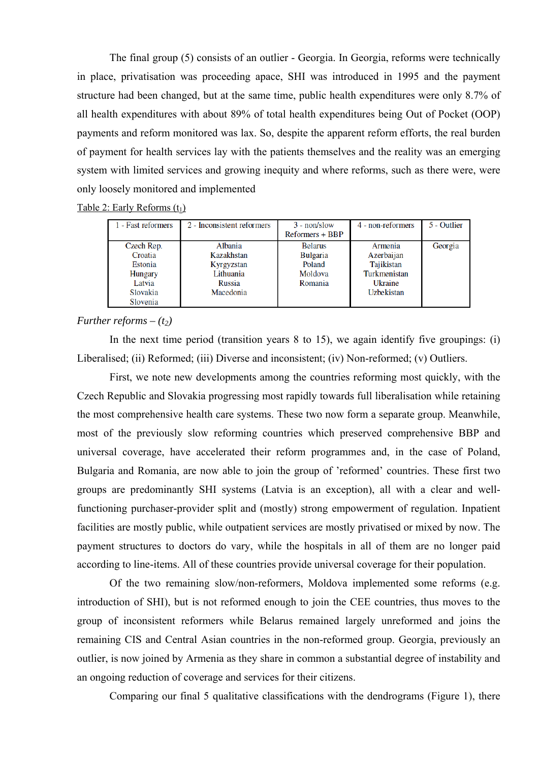The final group (5) consists of an outlier - Georgia. In Georgia, reforms were technically in place, privatisation was proceeding apace, SHI was introduced in 1995 and the payment structure had been changed, but at the same time, public health expenditures were only 8.7% of all health expenditures with about 89% of total health expenditures being Out of Pocket (OOP) payments and reform monitored was lax. So, despite the apparent reform efforts, the real burden of payment for health services lay with the patients themselves and the reality was an emerging system with limited services and growing inequity and where reforms, such as there were, were only loosely monitored and implemented

Table 2: Early Reforms ($t_1$)

| 1 - Fast reformers | 2 - Inconsistent reformers | 3 - non/slow Reformers + BBP | 4 - non-reformers | 5 - Outlier |
|---|---|---|---|---|
| Czech Rep.<br>Croatia<br>Estonia<br>Hungary<br>Latvia<br>Slovakia<br>Slovenia | Albania<br>Kazakhstan<br>Kyrgyzstan<br>Lithuania<br>Russia<br>Macedonia | Belarus<br>Bulgaria<br>Poland<br>Moldova<br>Romania | Armenia<br>Azerbaijan<br>Tajikistan<br>Turkmenistan<br>Ukraine<br>Uzbekistan | Georgia |

*Further reforms – ($t_2$)*

In the next time period (transition years 8 to 15), we again identify five groupings: (i) Liberalised; (ii) Reformed; (iii) Diverse and inconsistent; (iv) Non-reformed; (v) Outliers.

First, we note new developments among the countries reforming most quickly, with the Czech Republic and Slovakia progressing most rapidly towards full liberalisation while retaining the most comprehensive health care systems. These two now form a separate group. Meanwhile, most of the previously slow reforming countries which preserved comprehensive BBP and universal coverage, have accelerated their reform programmes and, in the case of Poland, Bulgaria and Romania, are now able to join the group of 'reformed' countries. These first two groups are predominantly SHI systems (Latvia is an exception), all with a clear and well-functioning purchaser-provider split and (mostly) strong empowerment of regulation. Inpatient facilities are mostly public, while outpatient services are mostly privatised or mixed by now. The payment structures to doctors do vary, while the hospitals in all of them are no longer paid according to line-items. All of these countries provide universal coverage for their population.

Of the two remaining slow/non-reformers, Moldova implemented some reforms (e.g. introduction of SHI), but is not reformed enough to join the CEE countries, thus moves to the group of inconsistent reformers while Belarus remained largely unreformed and joins the remaining CIS and Central Asian countries in the non-reformed group. Georgia, previously an outlier, is now joined by Armenia as they share in common a substantial degree of instability and an ongoing reduction of coverage and services for their citizens.

Comparing our final 5 qualitative classifications with the dendrograms (Figure 1), there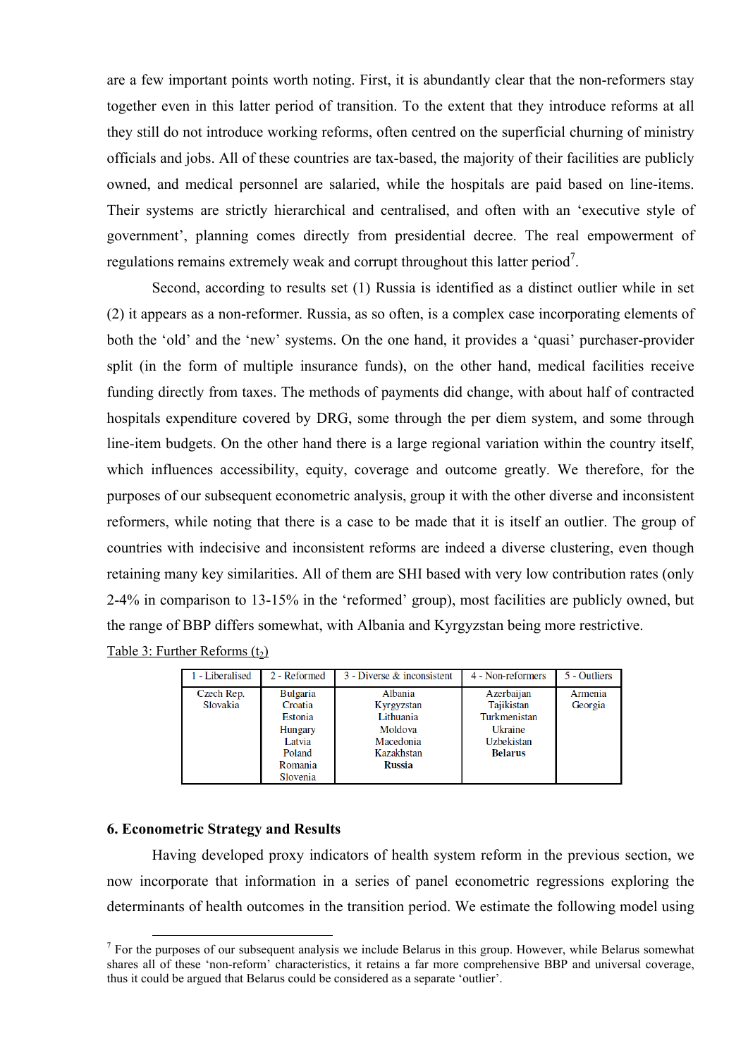are a few important points worth noting. First, it is abundantly clear that the non-reformers stay together even in this latter period of transition. To the extent that they introduce reforms at all they still do not introduce working reforms, often centred on the superficial churning of ministry officials and jobs. All of these countries are tax-based, the majority of their facilities are publicly owned, and medical personnel are salaried, while the hospitals are paid based on line-items. Their systems are strictly hierarchical and centralised, and often with an 'executive style of government', planning comes directly from presidential decree. The real empowerment of regulations remains extremely weak and corrupt throughout this latter period[7].

Second, according to results set (1) Russia is identified as a distinct outlier while in set (2) it appears as a non-reformer. Russia, as so often, is a complex case incorporating elements of both the 'old' and the 'new' systems. On the one hand, it provides a 'quasi' purchaser-provider split (in the form of multiple insurance funds), on the other hand, medical facilities receive funding directly from taxes. The methods of payments did change, with about half of contracted hospitals expenditure covered by DRG, some through the per diem system, and some through line-item budgets. On the other hand there is a large regional variation within the country itself, which influences accessibility, equity, coverage and outcome greatly. We therefore, for the purposes of our subsequent econometric analysis, group it with the other diverse and inconsistent reformers, while noting that there is a case to be made that it is itself an outlier. The group of countries with indecisive and inconsistent reforms are indeed a diverse clustering, even though retaining many key similarities. All of them are SHI based with very low contribution rates (only 2-4% in comparison to 13-15% in the 'reformed' group), most facilities are publicly owned, but the range of BBP differs somewhat, with Albania and Kyrgyzstan being more restrictive.

Table 3: Further Reforms ($t_2$)

| 1 - Liberalised | 2 - Reformed | 3 - Diverse & inconsistent | 4 - Non-reformers | 5 - Outliers |
|---|---|---|---|---|
| Czech Rep.<br>Slovakia | Bulgaria<br>Croatia<br>Estonia<br>Hungary<br>Latvia<br>Poland<br>Romania<br>Slovenia | Albania<br>Kyrgyzstan<br>Lithuania<br>Moldova<br>Macedonia<br>Kazakhstan<br>**Russia** | Azerbaijan<br>Tajikistan<br>Turkmenistan<br>Ukraine<br>Uzbekistan<br>**Belarus** | Armenia<br>Georgia |

## 6. Econometric Strategy and Results

Having developed proxy indicators of health system reform in the previous section, we now incorporate that information in a series of panel econometric regressions exploring the determinants of health outcomes in the transition period. We estimate the following model using

[7] For the purposes of our subsequent analysis we include Belarus in this group. However, while Belarus somewhat shares all of these 'non-reform' characteristics, it retains a far more comprehensive BBP and universal coverage, thus it could be argued that Belarus could be considered as a separate 'outlier'.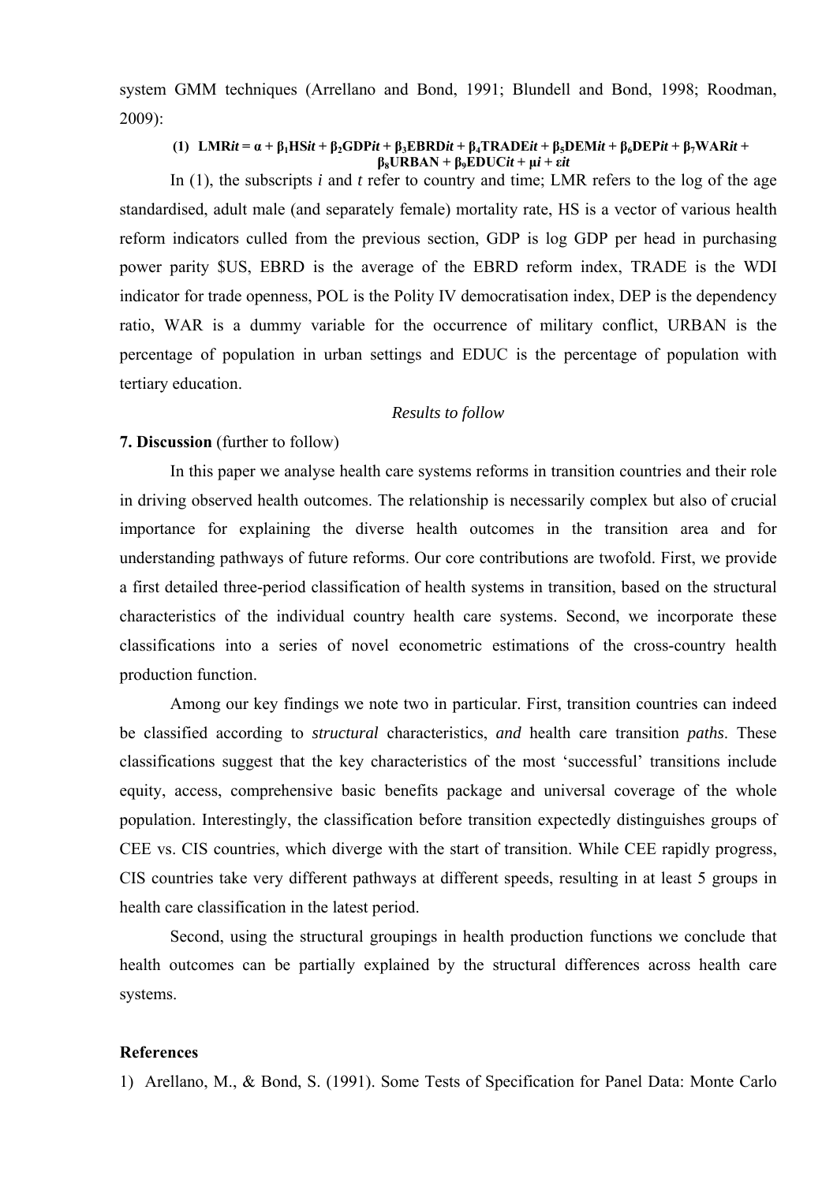system GMM techniques (Arrellano and Bond, 1991; Blundell and Bond, 1998; Roodman, 2009):

$$\textbf{(1)}\quad \mathbf{LMR}_{it} = \alpha + \beta_1\mathbf{HS}_{it} + \beta_2\mathbf{GDP}_{it} + \beta_3\mathbf{EBRD}_{it} + \beta_4\mathbf{TRADE}_{it} + \beta_5\mathbf{DEM}_{it} + \beta_6\mathbf{DEP}_{it} + \beta_7\mathbf{WAR}_{it} + \beta_8\mathbf{URBAN} + \beta_9\mathbf{EDUC}_{it} + \mu_i + \varepsilon_{it}$$

In (1), the subscripts *i* and *t* refer to country and time; LMR refers to the log of the age standardised, adult male (and separately female) mortality rate, HS is a vector of various health reform indicators culled from the previous section, GDP is log GDP per head in purchasing power parity $US, EBRD is the average of the EBRD reform index, TRADE is the WDI indicator for trade openness, POL is the Polity IV democratisation index, DEP is the dependency ratio, WAR is a dummy variable for the occurrence of military conflict, URBAN is the percentage of population in urban settings and EDUC is the percentage of population with tertiary education.

*Results to follow*

**7. Discussion** (further to follow)

In this paper we analyse health care systems reforms in transition countries and their role in driving observed health outcomes. The relationship is necessarily complex but also of crucial importance for explaining the diverse health outcomes in the transition area and for understanding pathways of future reforms. Our core contributions are twofold. First, we provide a first detailed three-period classification of health systems in transition, based on the structural characteristics of the individual country health care systems. Second, we incorporate these classifications into a series of novel econometric estimations of the cross-country health production function.

Among our key findings we note two in particular. First, transition countries can indeed be classified according to *structural* characteristics, *and* health care transition *paths*. These classifications suggest that the key characteristics of the most 'successful' transitions include equity, access, comprehensive basic benefits package and universal coverage of the whole population. Interestingly, the classification before transition expectedly distinguishes groups of CEE vs. CIS countries, which diverge with the start of transition. While CEE rapidly progress, CIS countries take very different pathways at different speeds, resulting in at least 5 groups in health care classification in the latest period.

Second, using the structural groupings in health production functions we conclude that health outcomes can be partially explained by the structural differences across health care systems.

**References**

1) Arellano, M., & Bond, S. (1991). Some Tests of Specification for Panel Data: Monte Carlo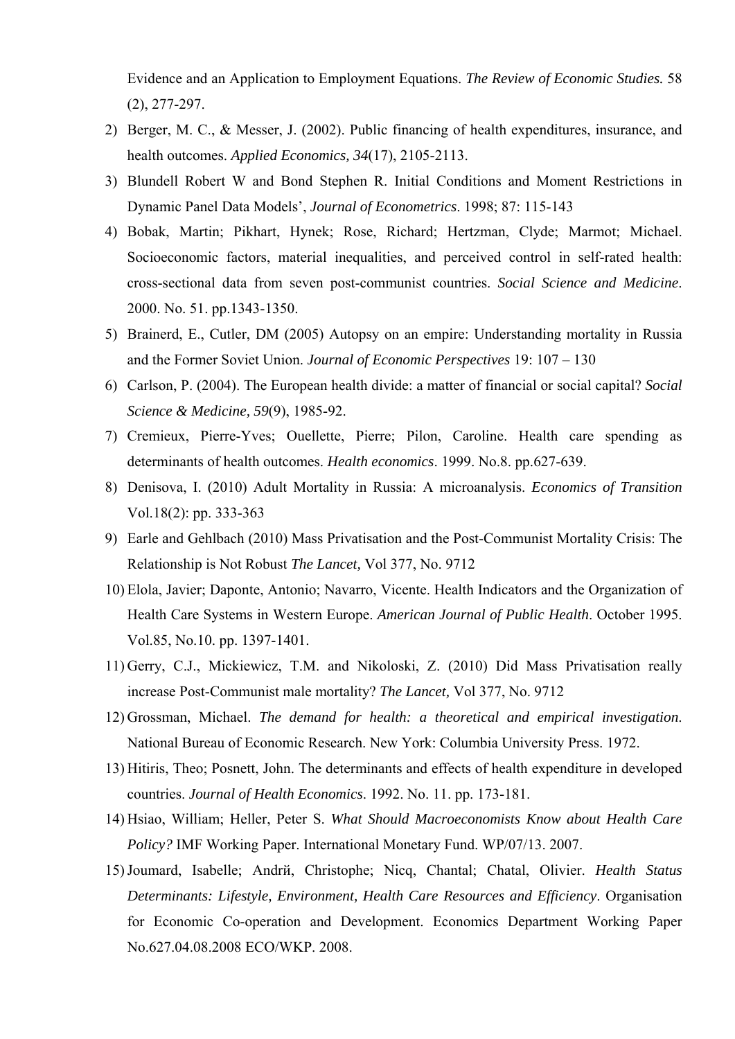Evidence and an Application to Employment Equations. *The Review of Economic Studies.* 58 (2), 277-297.

2) Berger, M. C., & Messer, J. (2002). Public financing of health expenditures, insurance, and health outcomes. *Applied Economics, 34*(17), 2105-2113.
3) Blundell Robert W and Bond Stephen R. Initial Conditions and Moment Restrictions in Dynamic Panel Data Models', *Journal of Econometrics*. 1998; 87: 115-143
4) Bobak, Martin; Pikhart, Hynek; Rose, Richard; Hertzman, Clyde; Marmot; Michael. Socioeconomic factors, material inequalities, and perceived control in self-rated health: cross-sectional data from seven post-communist countries. *Social Science and Medicine*. 2000. No. 51. pp.1343-1350.
5) Brainerd, E., Cutler, DM (2005) Autopsy on an empire: Understanding mortality in Russia and the Former Soviet Union. *Journal of Economic Perspectives* 19: 107 – 130
6) Carlson, P. (2004). The European health divide: a matter of financial or social capital? *Social Science & Medicine, 59*(9), 1985-92.
7) Cremieux, Pierre-Yves; Ouellette, Pierre; Pilon, Caroline. Health care spending as determinants of health outcomes. *Health economics*. 1999. No.8. pp.627-639.
8) Denisova, I. (2010) Adult Mortality in Russia: A microanalysis. *Economics of Transition* Vol.18(2): pp. 333-363
9) Earle and Gehlbach (2010) Mass Privatisation and the Post-Communist Mortality Crisis: The Relationship is Not Robust *The Lancet,* Vol 377, No. 9712
10) Elola, Javier; Daponte, Antonio; Navarro, Vicente. Health Indicators and the Organization of Health Care Systems in Western Europe. *American Journal of Public Health*. October 1995. Vol.85, No.10. pp. 1397-1401.
11) Gerry, C.J., Mickiewicz, T.M. and Nikoloski, Z. (2010) Did Mass Privatisation really increase Post-Communist male mortality? *The Lancet,* Vol 377, No. 9712
12) Grossman, Michael. *The demand for health: a theoretical and empirical investigation*. National Bureau of Economic Research. New York: Columbia University Press. 1972.
13) Hitiris, Theo; Posnett, John. The determinants and effects of health expenditure in developed countries. *Journal of Health Economics*. 1992. No. 11. pp. 173-181.
14) Hsiao, William; Heller, Peter S. *What Should Macroeconomists Know about Health Care Policy?* IMF Working Paper. International Monetary Fund. WP/07/13. 2007.
15) Joumard, Isabelle; Andrй, Christophe; Nicq, Chantal; Chatal, Olivier. *Health Status Determinants: Lifestyle, Environment, Health Care Resources and Efficiency*. Organisation for Economic Co-operation and Development. Economics Department Working Paper No.627.04.08.2008 ECO/WKP. 2008.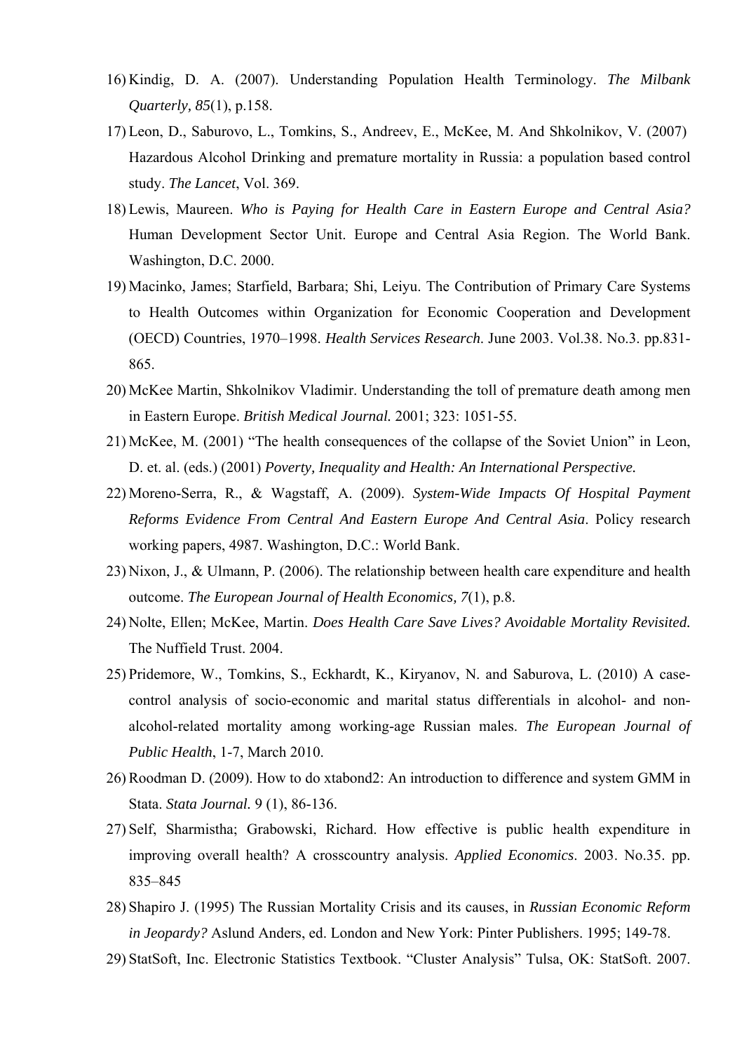16) Kindig, D. A. (2007). Understanding Population Health Terminology. *The Milbank Quarterly, 85*(1), p.158.

17) Leon, D., Saburovo, L., Tomkins, S., Andreev, E., McKee, M. And Shkolnikov, V. (2007) Hazardous Alcohol Drinking and premature mortality in Russia: a population based control study. *The Lancet*, Vol. 369.

18) Lewis, Maureen. *Who is Paying for Health Care in Eastern Europe and Central Asia?* Human Development Sector Unit. Europe and Central Asia Region. The World Bank. Washington, D.C. 2000.

19) Macinko, James; Starfield, Barbara; Shi, Leiyu. The Contribution of Primary Care Systems to Health Outcomes within Organization for Economic Cooperation and Development (OECD) Countries, 1970–1998. *Health Services Research*. June 2003. Vol.38. No.3. pp.831-865.

20) McKee Martin, Shkolnikov Vladimir. Understanding the toll of premature death among men in Eastern Europe. *British Medical Journal.* 2001; 323: 1051-55.

21) McKee, M. (2001) "The health consequences of the collapse of the Soviet Union" in Leon, D. et. al. (eds.) (2001) *Poverty, Inequality and Health: An International Perspective.*

22) Moreno-Serra, R., & Wagstaff, A. (2009). *System-Wide Impacts Of Hospital Payment Reforms Evidence From Central And Eastern Europe And Central Asia*. Policy research working papers, 4987. Washington, D.C.: World Bank.

23) Nixon, J., & Ulmann, P. (2006). The relationship between health care expenditure and health outcome. *The European Journal of Health Economics, 7*(1), p.8.

24) Nolte, Ellen; McKee, Martin. *Does Health Care Save Lives? Avoidable Mortality Revisited.* The Nuffield Trust. 2004.

25) Pridemore, W., Tomkins, S., Eckhardt, K., Kiryanov, N. and Saburova, L. (2010) A case-control analysis of socio-economic and marital status differentials in alcohol- and non-alcohol-related mortality among working-age Russian males. *The European Journal of Public Health*, 1-7, March 2010.

26) Roodman D. (2009). How to do xtabond2: An introduction to difference and system GMM in Stata. *Stata Journal.* 9 (1), 86-136.

27) Self, Sharmistha; Grabowski, Richard. How effective is public health expenditure in improving overall health? A crosscountry analysis. *Applied Economics*. 2003. No.35. pp. 835–845

28) Shapiro J. (1995) The Russian Mortality Crisis and its causes, in *Russian Economic Reform in Jeopardy?* Aslund Anders, ed. London and New York: Pinter Publishers. 1995; 149-78.

29) StatSoft, Inc. Electronic Statistics Textbook. "Cluster Analysis" Tulsa, OK: StatSoft. 2007.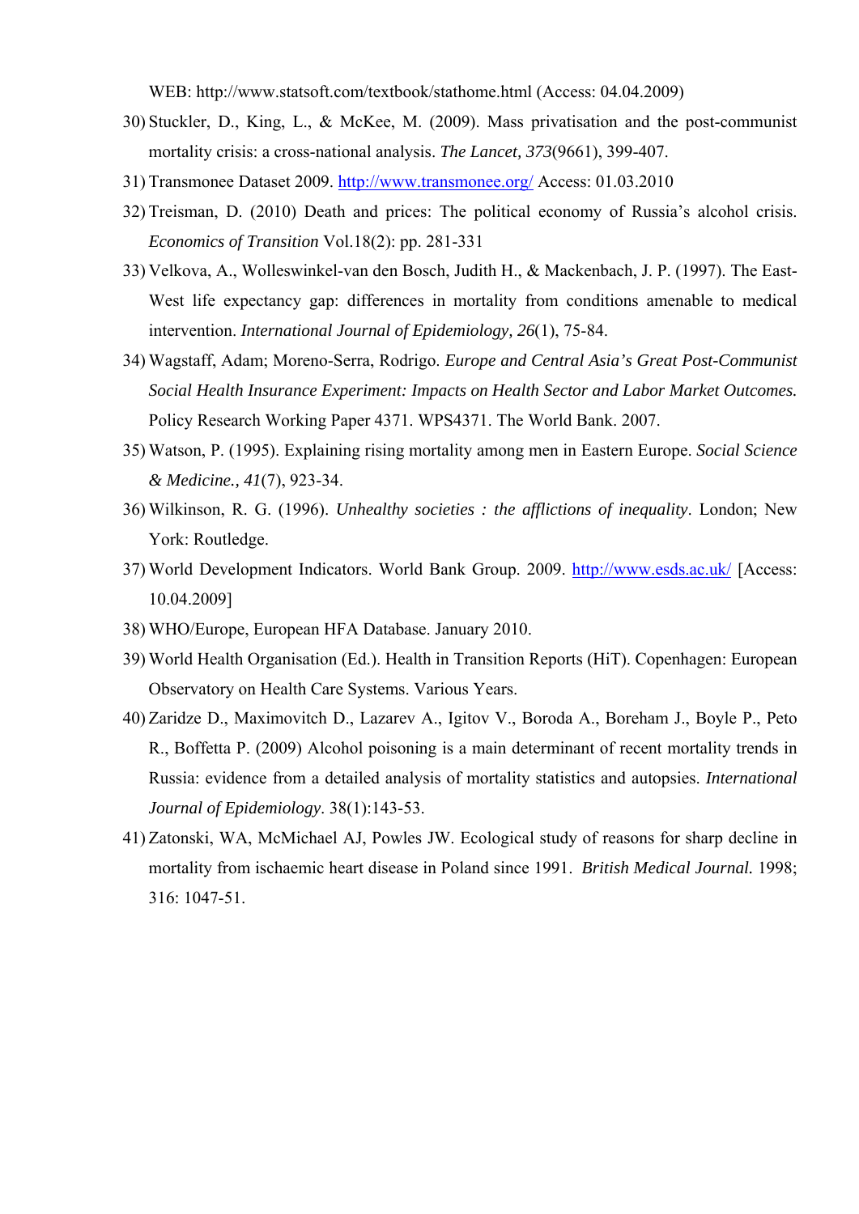WEB: http://www.statsoft.com/textbook/stathome.html (Access: 04.04.2009)

30) Stuckler, D., King, L., & McKee, M. (2009). Mass privatisation and the post-communist mortality crisis: a cross-national analysis. *The Lancet, 373*(9661), 399-407.
31) Transmonee Dataset 2009. http://www.transmonee.org/ Access: 01.03.2010
32) Treisman, D. (2010) Death and prices: The political economy of Russia's alcohol crisis. *Economics of Transition* Vol.18(2): pp. 281-331
33) Velkova, A., Wolleswinkel-van den Bosch, Judith H., & Mackenbach, J. P. (1997). The East-West life expectancy gap: differences in mortality from conditions amenable to medical intervention. *International Journal of Epidemiology, 26*(1), 75-84.
34) Wagstaff, Adam; Moreno-Serra, Rodrigo. *Europe and Central Asia's Great Post-Communist Social Health Insurance Experiment: Impacts on Health Sector and Labor Market Outcomes.* Policy Research Working Paper 4371. WPS4371. The World Bank. 2007.
35) Watson, P. (1995). Explaining rising mortality among men in Eastern Europe. *Social Science & Medicine., 41*(7), 923-34.
36) Wilkinson, R. G. (1996). *Unhealthy societies : the afflictions of inequality*. London; New York: Routledge.
37) World Development Indicators. World Bank Group. 2009. http://www.esds.ac.uk/ [Access: 10.04.2009]
38) WHO/Europe, European HFA Database. January 2010.
39) World Health Organisation (Ed.). Health in Transition Reports (HiT). Copenhagen: European Observatory on Health Care Systems. Various Years.
40) Zaridze D., Maximovitch D., Lazarev A., Igitov V., Boroda A., Boreham J., Boyle P., Peto R., Boffetta P. (2009) Alcohol poisoning is a main determinant of recent mortality trends in Russia: evidence from a detailed analysis of mortality statistics and autopsies. *International Journal of Epidemiology*. 38(1):143-53.
41) Zatonski, WA, McMichael AJ, Powles JW. Ecological study of reasons for sharp decline in mortality from ischaemic heart disease in Poland since 1991. *British Medical Journal.* 1998; 316: 1047-51.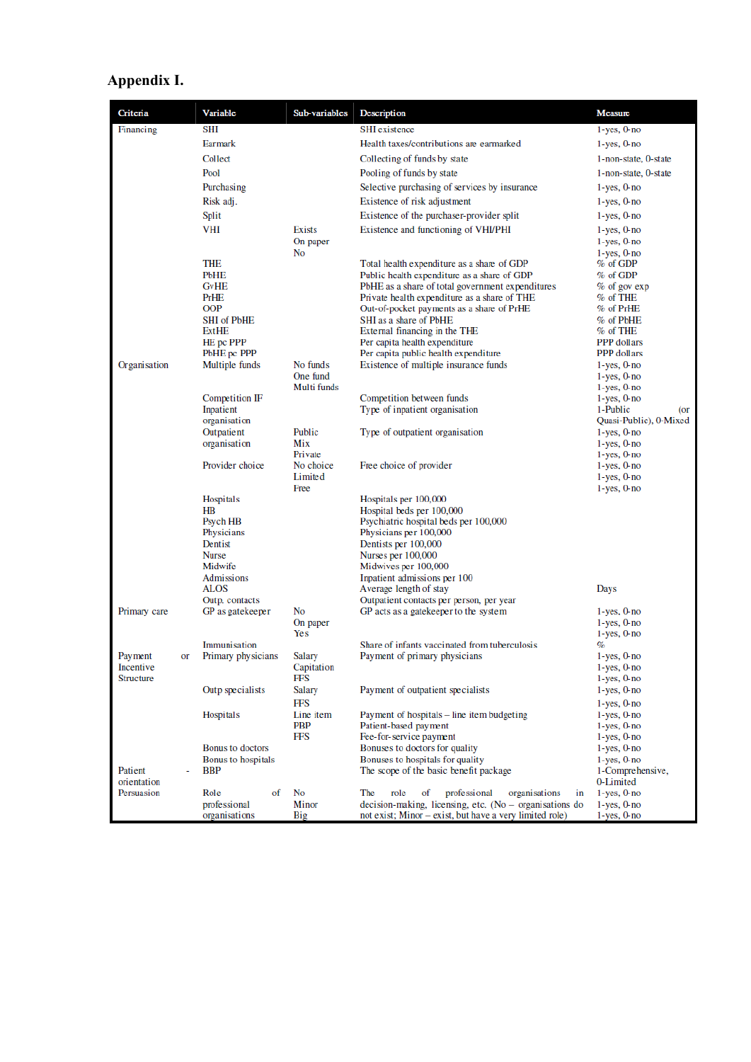## Appendix I.

| Criteria | Variable | Sub-variables | Description | Measure |
|---|---|---|---|---|
| Financing | SHI | | SHI existence | 1-yes, 0-no |
| | Earmark | | Health taxes/contributions are earmarked | 1-yes, 0-no |
| | Collect | | Collecting of funds by state | 1-non-state, 0-state |
| | Pool | | Pooling of funds by state | 1-non-state, 0-state |
| | Purchasing | | Selective purchasing of services by insurance | 1-yes, 0-no |
| | Risk adj. | | Existence of risk adjustment | 1-yes, 0-no |
| | Split | | Existence of the purchaser-provider split | 1-yes, 0-no |
| | VHI | Exists | Existence and functioning of VHI/PHI | 1-yes, 0-no |
| | | On paper | | 1-yes, 0-no |
| | | No | | 1-yes, 0-no |
| | THE | | Total health expenditure as a share of GDP | % of GDP |
| | PbHE | | Public health expenditure as a share of GDP | % of GDP |
| | GvHE | | PbHE as a share of total government expenditures | % of gov exp |
| | PrHE | | Private health expenditure as a share of THE | % of THE |
| | OOP | | Out-of-pocket payments as a share of PrHE | % of PrHE |
| | SHI of PbHE | | SHI as a share of PbHE | % of PbHE |
| | ExtHE | | External financing in the THE | % of THE |
| | HE pc PPP | | Per capita health expenditure | PPP dollars |
| | PbHE pc PPP | | Per capita public health expenditure | PPP dollars |
| Organisation | Multiple funds | No funds | Existence of multiple insurance funds | 1-yes, 0-no |
| | | One fund | | 1-yes, 0-no |
| | | Multi funds | | 1-yes, 0-no |
| | Competition IF | | Competition between funds | 1-yes, 0-no |
| | Inpatient organisation | | Type of inpatient organisation | 1-Public (or Quasi-Public), 0-Mixed |
| | Outpatient organisation | Public | Type of outpatient organisation | 1-yes, 0-no |
| | | Mix | | 1-yes, 0-no |
| | | Private | | 1-yes, 0-no |
| | Provider choice | No choice | Free choice of provider | 1-yes, 0-no |
| | | Limited | | 1-yes, 0-no |
| | | Free | | 1-yes, 0-no |
| | Hospitals | | Hospitals per 100,000 | |
| | HB | | Hospital beds per 100,000 | |
| | Psych HB | | Psychiatric hospital beds per 100,000 | |
| | Physicians | | Physicians per 100,000 | |
| | Dentist | | Dentists per 100,000 | |
| | Nurse | | Nurses per 100,000 | |
| | Midwife | | Midwives per 100,000 | |
| | Admissions | | Inpatient admissions per 100 | |
| | ALOS | | Average length of stay | Days |
| | Outp. contacts | | Outpatient contacts per person, per year | |
| Primary care | GP as gatekeeper | No | GP acts as a gatekeeper to the system | 1-yes, 0-no |
| | | On paper | | 1-yes, 0-no |
| | | Yes | | 1-yes, 0-no |
| | Immunisation | | Share of infants vaccinated from tuberculosis | % |
| Payment or Incentive Structure | Primary physicians | Salary | Payment of primary physicians | 1-yes, 0-no |
| | | Capitation | | 1-yes, 0-no |
| | | FFS | | 1-yes, 0-no |
| | Outp specialists | Salary | Payment of outpatient specialists | 1-yes, 0-no |
| | | FFS | | 1-yes, 0-no |
| | Hospitals | Line item | Payment of hospitals – line item budgeting | 1-yes, 0-no |
| | | PBP | Patient-based payment | 1-yes, 0-no |
| | | FFS | Fee-for-service payment | 1-yes, 0-no |
| | Bonus to doctors | | Bonuses to doctors for quality | 1-yes, 0-no |
| | Bonus to hospitals | | Bonuses to hospitals for quality | 1-yes, 0-no |
| Patient - orientation | BBP | | The scope of the basic benefit package | 1-Comprehensive, 0-Limited |
| Persuasion | Role of professional organisations | No | The role of professional organisations in decision-making, licensing, etc. (No – organisations do not exist; Minor – exist, but have a very limited role) | 1-yes, 0-no |
| | | Minor | | 1-yes, 0-no |
| | | Big | | 1-yes, 0-no |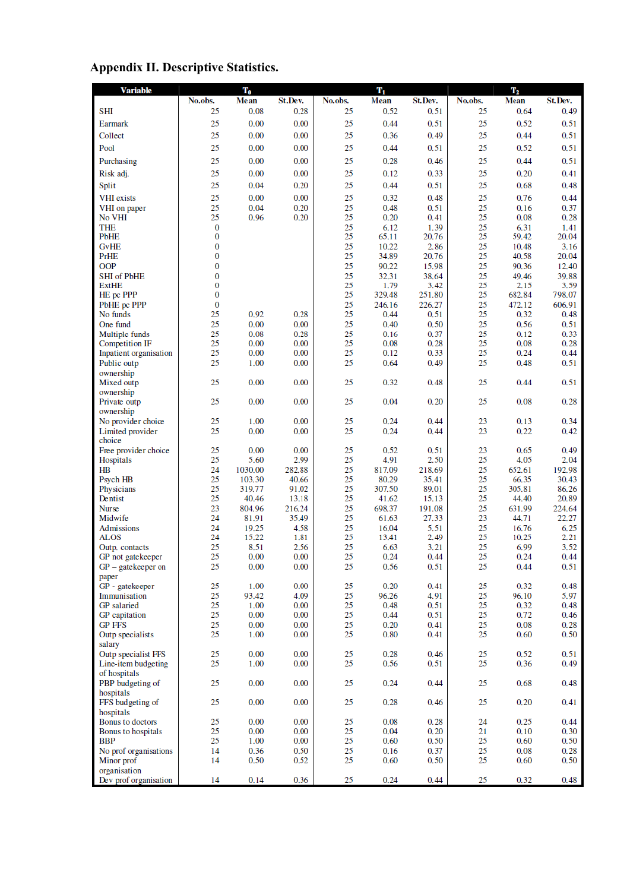## Appendix II. Descriptive Statistics.

| Variable | $T_0$ | | | $T_1$ | | | $T_2$ | | |
|---|---|---|---|---|---|---|---|---|---|
| | No.obs. | Mean | St.Dev. | No.obs. | Mean | St.Dev. | No.obs. | Mean | St.Dev. |
| SHI | 25 | 0.08 | 0.28 | 25 | 0.52 | 0.51 | 25 | 0.64 | 0.49 |
| Earmark | 25 | 0.00 | 0.00 | 25 | 0.44 | 0.51 | 25 | 0.52 | 0.51 |
| Collect | 25 | 0.00 | 0.00 | 25 | 0.36 | 0.49 | 25 | 0.44 | 0.51 |
| Pool | 25 | 0.00 | 0.00 | 25 | 0.44 | 0.51 | 25 | 0.52 | 0.51 |
| Purchasing | 25 | 0.00 | 0.00 | 25 | 0.28 | 0.46 | 25 | 0.44 | 0.51 |
| Risk adj. | 25 | 0.00 | 0.00 | 25 | 0.12 | 0.33 | 25 | 0.20 | 0.41 |
| Split | 25 | 0.04 | 0.20 | 25 | 0.44 | 0.51 | 25 | 0.68 | 0.48 |
| VHI exists | 25 | 0.00 | 0.00 | 25 | 0.32 | 0.48 | 25 | 0.76 | 0.44 |
| VHI on paper | 25 | 0.04 | 0.20 | 25 | 0.48 | 0.51 | 25 | 0.16 | 0.37 |
| No VHI | 25 | 0.96 | 0.20 | 25 | 0.20 | 0.41 | 25 | 0.08 | 0.28 |
| THE | 0 | | | 25 | 6.12 | 1.39 | 25 | 6.31 | 1.41 |
| PbHE | 0 | | | 25 | 65.11 | 20.76 | 25 | 59.42 | 20.04 |
| GvHE | 0 | | | 25 | 10.22 | 2.86 | 25 | 10.48 | 3.16 |
| PrHE | 0 | | | 25 | 34.89 | 20.76 | 25 | 40.58 | 20.04 |
| OOP | 0 | | | 25 | 90.22 | 15.98 | 25 | 90.36 | 12.40 |
| SHI of PbHE | 0 | | | 25 | 32.31 | 38.64 | 25 | 49.46 | 39.88 |
| ExtHE | 0 | | | 25 | 1.79 | 3.42 | 25 | 2.15 | 3.59 |
| HE pc PPP | 0 | | | 25 | 329.48 | 251.80 | 25 | 682.84 | 798.07 |
| PbHE pc PPP | 0 | | | 25 | 246.16 | 226.27 | 25 | 472.12 | 606.91 |
| No funds | 25 | 0.92 | 0.28 | 25 | 0.44 | 0.51 | 25 | 0.32 | 0.48 |
| One fund | 25 | 0.00 | 0.00 | 25 | 0.40 | 0.50 | 25 | 0.56 | 0.51 |
| Multiple funds | 25 | 0.08 | 0.28 | 25 | 0.16 | 0.37 | 25 | 0.12 | 0.33 |
| Competition IF | 25 | 0.00 | 0.00 | 25 | 0.08 | 0.28 | 25 | 0.08 | 0.28 |
| Inpatient organisation | 25 | 0.00 | 0.00 | 25 | 0.12 | 0.33 | 25 | 0.24 | 0.44 |
| Public outp ownership | 25 | 1.00 | 0.00 | 25 | 0.64 | 0.49 | 25 | 0.48 | 0.51 |
| Mixed outp ownership | 25 | 0.00 | 0.00 | 25 | 0.32 | 0.48 | 25 | 0.44 | 0.51 |
| Private outp ownership | 25 | 0.00 | 0.00 | 25 | 0.04 | 0.20 | 25 | 0.08 | 0.28 |
| No provider choice | 25 | 1.00 | 0.00 | 25 | 0.24 | 0.44 | 23 | 0.13 | 0.34 |
| Limited provider choice | 25 | 0.00 | 0.00 | 25 | 0.24 | 0.44 | 23 | 0.22 | 0.42 |
| Free provider choice | 25 | 0.00 | 0.00 | 25 | 0.52 | 0.51 | 23 | 0.65 | 0.49 |
| Hospitals | 25 | 5.60 | 2.99 | 25 | 4.91 | 2.50 | 25 | 4.05 | 2.04 |
| HB | 24 | 1030.00 | 282.88 | 25 | 817.09 | 218.69 | 25 | 652.61 | 192.98 |
| Psych HB | 25 | 103.30 | 40.66 | 25 | 80.29 | 35.41 | 25 | 66.35 | 30.43 |
| Physicians | 25 | 319.77 | 91.02 | 25 | 307.50 | 89.01 | 25 | 305.81 | 86.26 |
| Dentist | 25 | 40.46 | 13.18 | 25 | 41.62 | 15.13 | 25 | 44.40 | 20.89 |
| Nurse | 23 | 804.96 | 216.24 | 25 | 698.37 | 191.08 | 25 | 631.99 | 224.64 |
| Midwife | 24 | 81.91 | 35.49 | 25 | 61.63 | 27.33 | 23 | 44.71 | 22.27 |
| Admissions | 24 | 19.25 | 4.58 | 25 | 16.04 | 5.51 | 25 | 16.76 | 6.25 |
| ALOS | 24 | 15.22 | 1.81 | 25 | 13.41 | 2.49 | 25 | 10.25 | 2.21 |
| Outp. contacts | 25 | 8.51 | 2.56 | 25 | 6.63 | 3.21 | 25 | 6.99 | 3.52 |
| GP not gatekeeper | 25 | 0.00 | 0.00 | 25 | 0.24 | 0.44 | 25 | 0.24 | 0.44 |
| GP – gatekeeper on paper | 25 | 0.00 | 0.00 | 25 | 0.56 | 0.51 | 25 | 0.44 | 0.51 |
| GP - gatekeeper | 25 | 1.00 | 0.00 | 25 | 0.20 | 0.41 | 25 | 0.32 | 0.48 |
| Immunisation | 25 | 93.42 | 4.09 | 25 | 96.26 | 4.91 | 25 | 96.10 | 5.97 |
| GP salaried | 25 | 1.00 | 0.00 | 25 | 0.48 | 0.51 | 25 | 0.32 | 0.48 |
| GP capitation | 25 | 0.00 | 0.00 | 25 | 0.44 | 0.51 | 25 | 0.72 | 0.46 |
| GP FFS | 25 | 0.00 | 0.00 | 25 | 0.20 | 0.41 | 25 | 0.08 | 0.28 |
| Outp specialists salary | 25 | 1.00 | 0.00 | 25 | 0.80 | 0.41 | 25 | 0.60 | 0.50 |
| Outp specialist FFS | 25 | 0.00 | 0.00 | 25 | 0.28 | 0.46 | 25 | 0.52 | 0.51 |
| Line-item budgeting of hospitals | 25 | 1.00 | 0.00 | 25 | 0.56 | 0.51 | 25 | 0.36 | 0.49 |
| PBP budgeting of hospitals | 25 | 0.00 | 0.00 | 25 | 0.24 | 0.44 | 25 | 0.68 | 0.48 |
| FFS budgeting of hospitals | 25 | 0.00 | 0.00 | 25 | 0.28 | 0.46 | 25 | 0.20 | 0.41 |
| Bonus to doctors | 25 | 0.00 | 0.00 | 25 | 0.08 | 0.28 | 24 | 0.25 | 0.44 |
| Bonus to hospitals | 25 | 0.00 | 0.00 | 25 | 0.04 | 0.20 | 21 | 0.10 | 0.30 |
| BBP | 25 | 1.00 | 0.00 | 25 | 0.60 | 0.50 | 25 | 0.60 | 0.50 |
| No prof organisations | 14 | 0.36 | 0.50 | 25 | 0.16 | 0.37 | 25 | 0.08 | 0.28 |
| Minor prof organisation | 14 | 0.50 | 0.52 | 25 | 0.60 | 0.50 | 25 | 0.60 | 0.50 |
| Dev prof organisation | 14 | 0.14 | 0.36 | 25 | 0.24 | 0.44 | 25 | 0.32 | 0.48 |